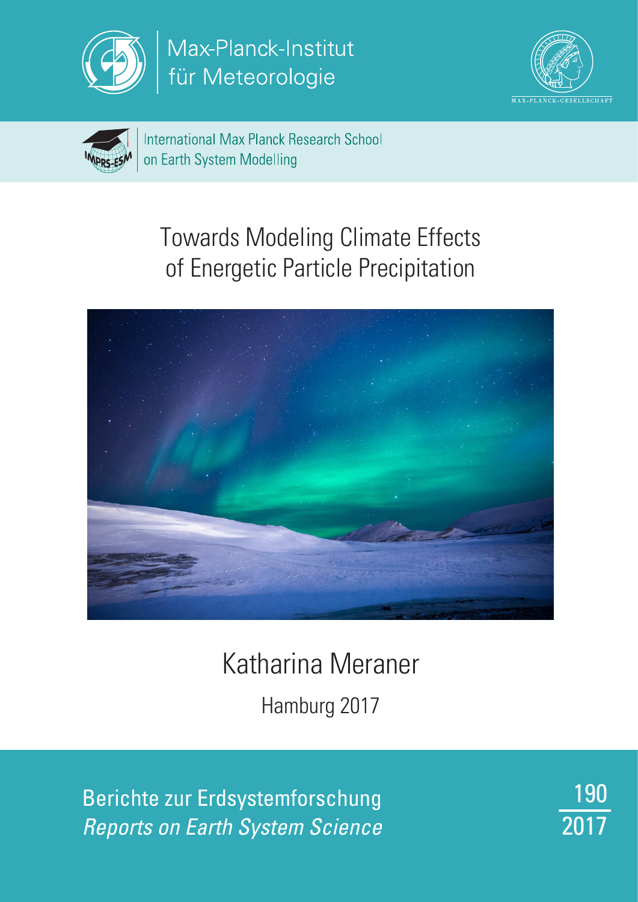Max-Planck-Institut für Meteorologie

MAX-PLANCK-GESELLSCHAFT

International Max Planck Research School on Earth System Modelling

# Towards Modeling Climate Effects of Energetic Particle Precipitation

Katharina Meraner

Hamburg 2017

Berichte zur Erdsystemforschung
*Reports on Earth System Science*

190
2017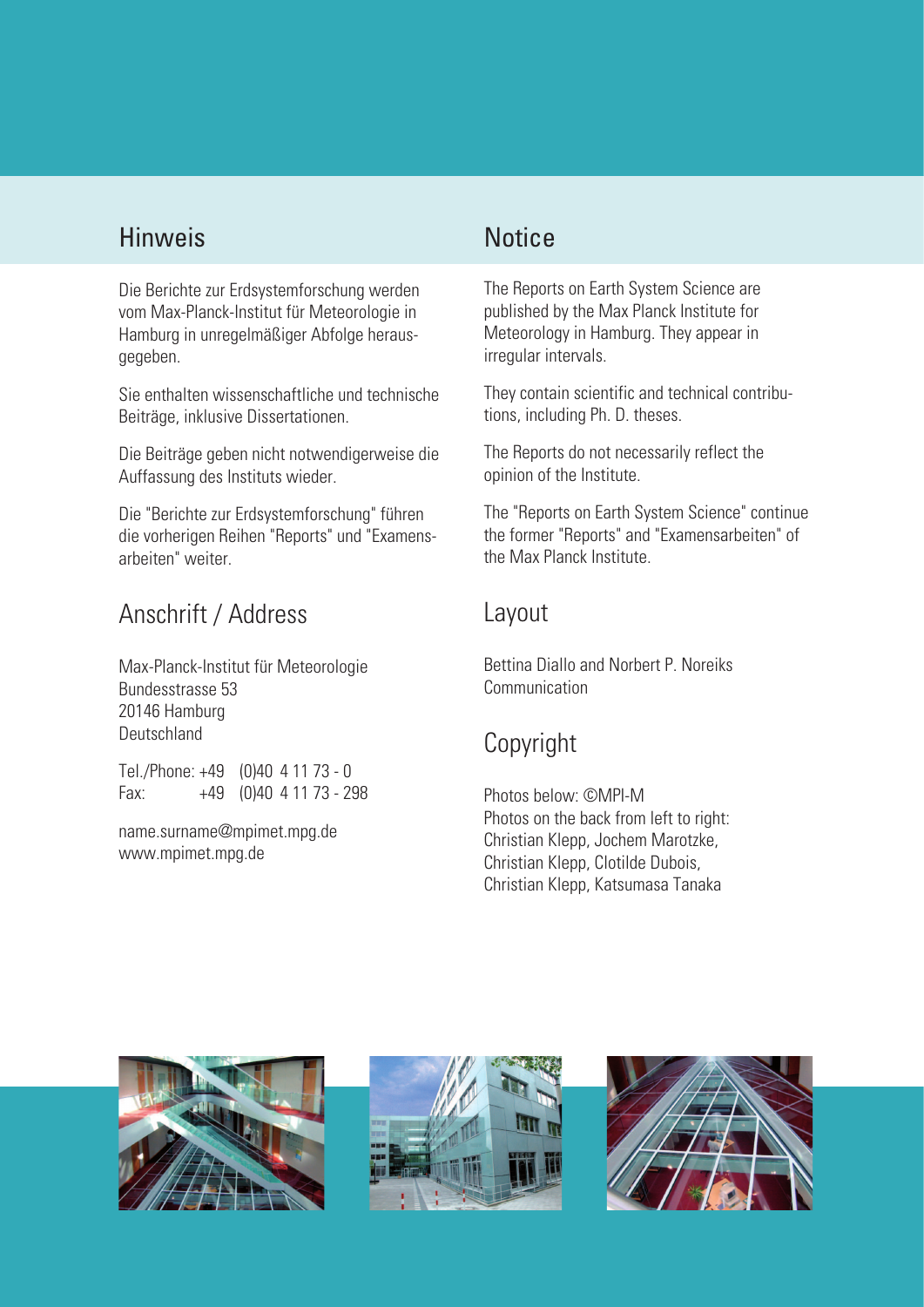## Hinweis

Die Berichte zur Erdsystemforschung werden vom Max-Planck-Institut für Meteorologie in Hamburg in unregelmäßiger Abfolge herausgegeben.

Sie enthalten wissenschaftliche und technische Beiträge, inklusive Dissertationen.

Die Beiträge geben nicht notwendigerweise die Auffassung des Instituts wieder.

Die "Berichte zur Erdsystemforschung" führen die vorherigen Reihen "Reports" und "Examensarbeiten" weiter.

## Notice

The Reports on Earth System Science are published by the Max Planck Institute for Meteorology in Hamburg. They appear in irregular intervals.

They contain scientific and technical contributions, including Ph. D. theses.

The Reports do not necessarily reflect the opinion of the Institute.

The "Reports on Earth System Science" continue the former "Reports" and "Examensarbeiten" of the Max Planck Institute.

## Anschrift / Address

Max-Planck-Institut für Meteorologie
Bundesstrasse 53
20146 Hamburg
Deutschland

Tel./Phone: +49 (0)40 4 11 73 - 0
Fax: +49 (0)40 4 11 73 - 298

name.surname@mpimet.mpg.de
www.mpimet.mpg.de

## Layout

Bettina Diallo and Norbert P. Noreiks
Communication

## Copyright

Photos below: ©MPI-M
Photos on the back from left to right:
Christian Klepp, Jochem Marotzke,
Christian Klepp, Clotilde Dubois,
Christian Klepp, Katsumasa Tanaka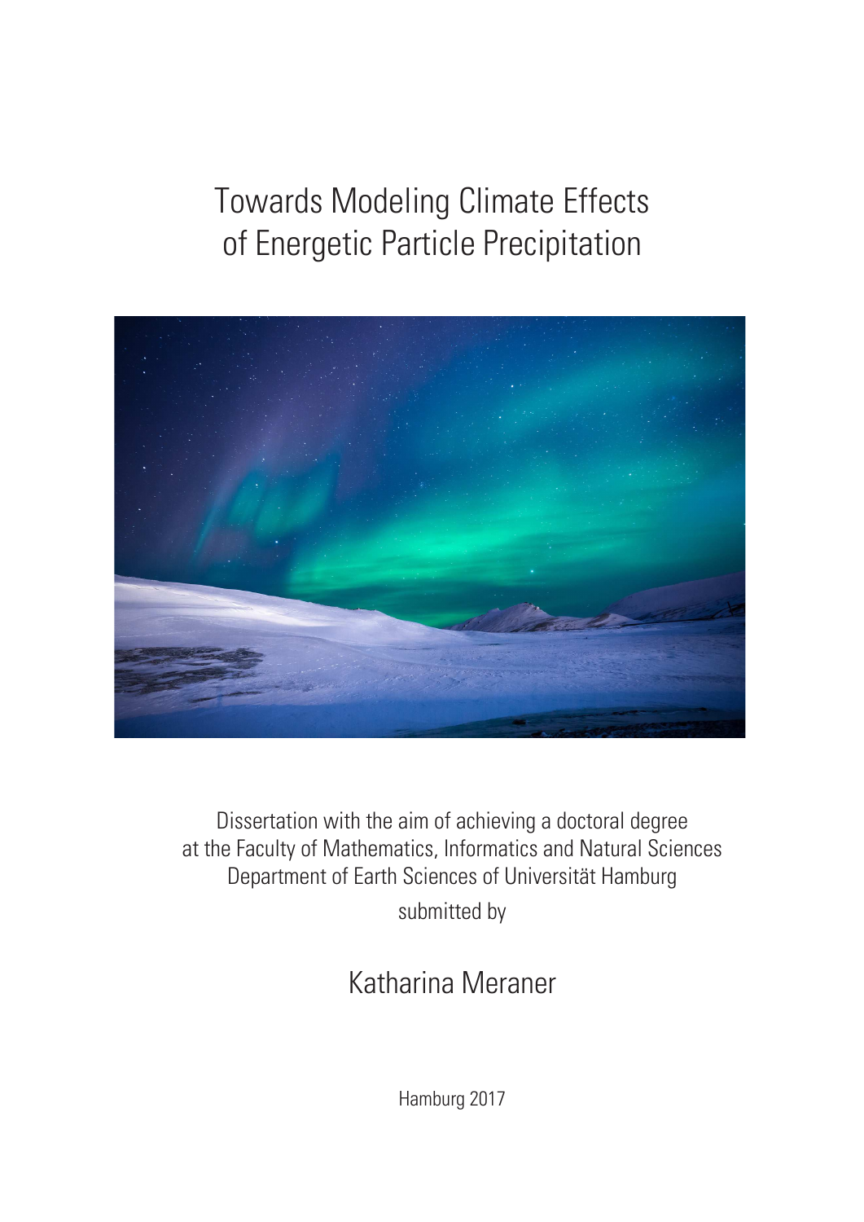# Towards Modeling Climate Effects of Energetic Particle Precipitation

Dissertation with the aim of achieving a doctoral degree
at the Faculty of Mathematics, Informatics and Natural Sciences
Department of Earth Sciences of Universität Hamburg
submitted by

Katharina Meraner

Hamburg 2017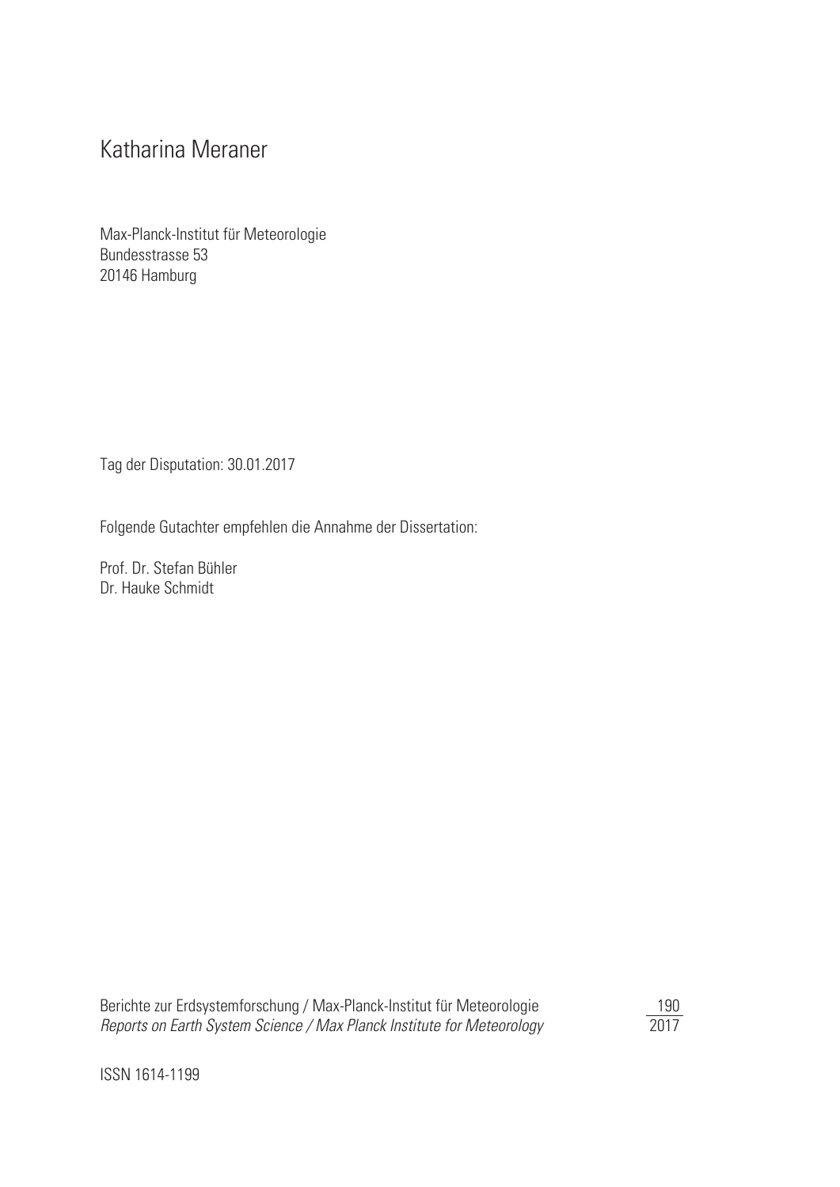# Katharina Meraner

Max-Planck-Institut für Meteorologie
Bundesstrasse 53
20146 Hamburg

Tag der Disputation: 30.01.2017

Folgende Gutachter empfehlen die Annahme der Dissertation:

Prof. Dr. Stefan Bühler
Dr. Hauke Schmidt

Berichte zur Erdsystemforschung / Max-Planck-Institut für Meteorologie 190
*Reports on Earth System Science / Max Planck Institute for Meteorology* 2017

ISSN 1614-1199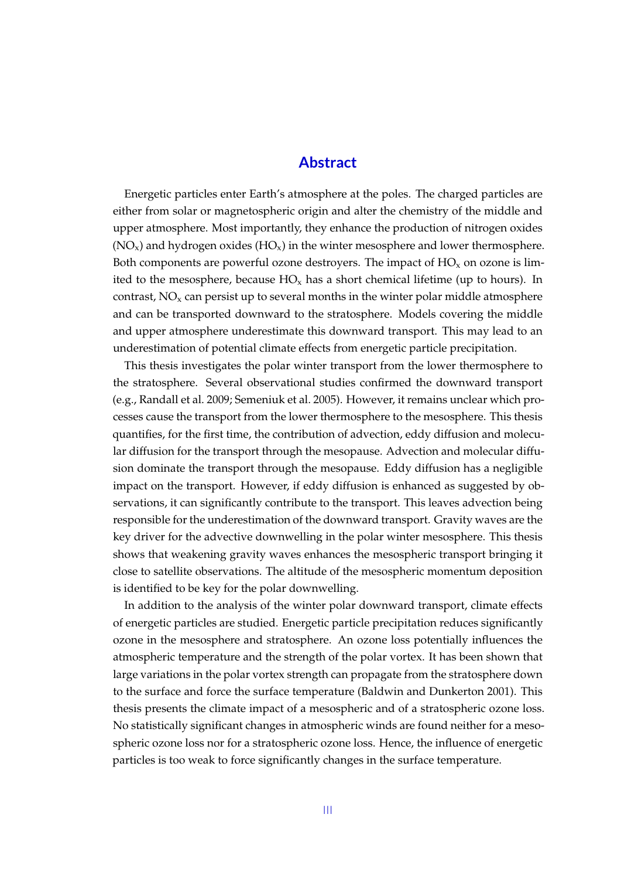# Abstract

Energetic particles enter Earth's atmosphere at the poles. The charged particles are either from solar or magnetospheric origin and alter the chemistry of the middle and upper atmosphere. Most importantly, they enhance the production of nitrogen oxides ($NO_x$) and hydrogen oxides ($HO_x$) in the winter mesosphere and lower thermosphere. Both components are powerful ozone destroyers. The impact of $HO_x$ on ozone is limited to the mesosphere, because $HO_x$ has a short chemical lifetime (up to hours). In contrast, $NO_x$ can persist up to several months in the winter polar middle atmosphere and can be transported downward to the stratosphere. Models covering the middle and upper atmosphere underestimate this downward transport. This may lead to an underestimation of potential climate effects from energetic particle precipitation.

This thesis investigates the polar winter transport from the lower thermosphere to the stratosphere. Several observational studies confirmed the downward transport (e.g., Randall et al. 2009; Semeniuk et al. 2005). However, it remains unclear which processes cause the transport from the lower thermosphere to the mesosphere. This thesis quantifies, for the first time, the contribution of advection, eddy diffusion and molecular diffusion for the transport through the mesopause. Advection and molecular diffusion dominate the transport through the mesopause. Eddy diffusion has a negligible impact on the transport. However, if eddy diffusion is enhanced as suggested by observations, it can significantly contribute to the transport. This leaves advection being responsible for the underestimation of the downward transport. Gravity waves are the key driver for the advective downwelling in the polar winter mesosphere. This thesis shows that weakening gravity waves enhances the mesospheric transport bringing it close to satellite observations. The altitude of the mesospheric momentum deposition is identified to be key for the polar downwelling.

In addition to the analysis of the winter polar downward transport, climate effects of energetic particles are studied. Energetic particle precipitation reduces significantly ozone in the mesosphere and stratosphere. An ozone loss potentially influences the atmospheric temperature and the strength of the polar vortex. It has been shown that large variations in the polar vortex strength can propagate from the stratosphere down to the surface and force the surface temperature (Baldwin and Dunkerton 2001). This thesis presents the climate impact of a mesospheric and of a stratospheric ozone loss. No statistically significant changes in atmospheric winds are found neither for a mesospheric ozone loss nor for a stratospheric ozone loss. Hence, the influence of energetic particles is too weak to force significantly changes in the surface temperature.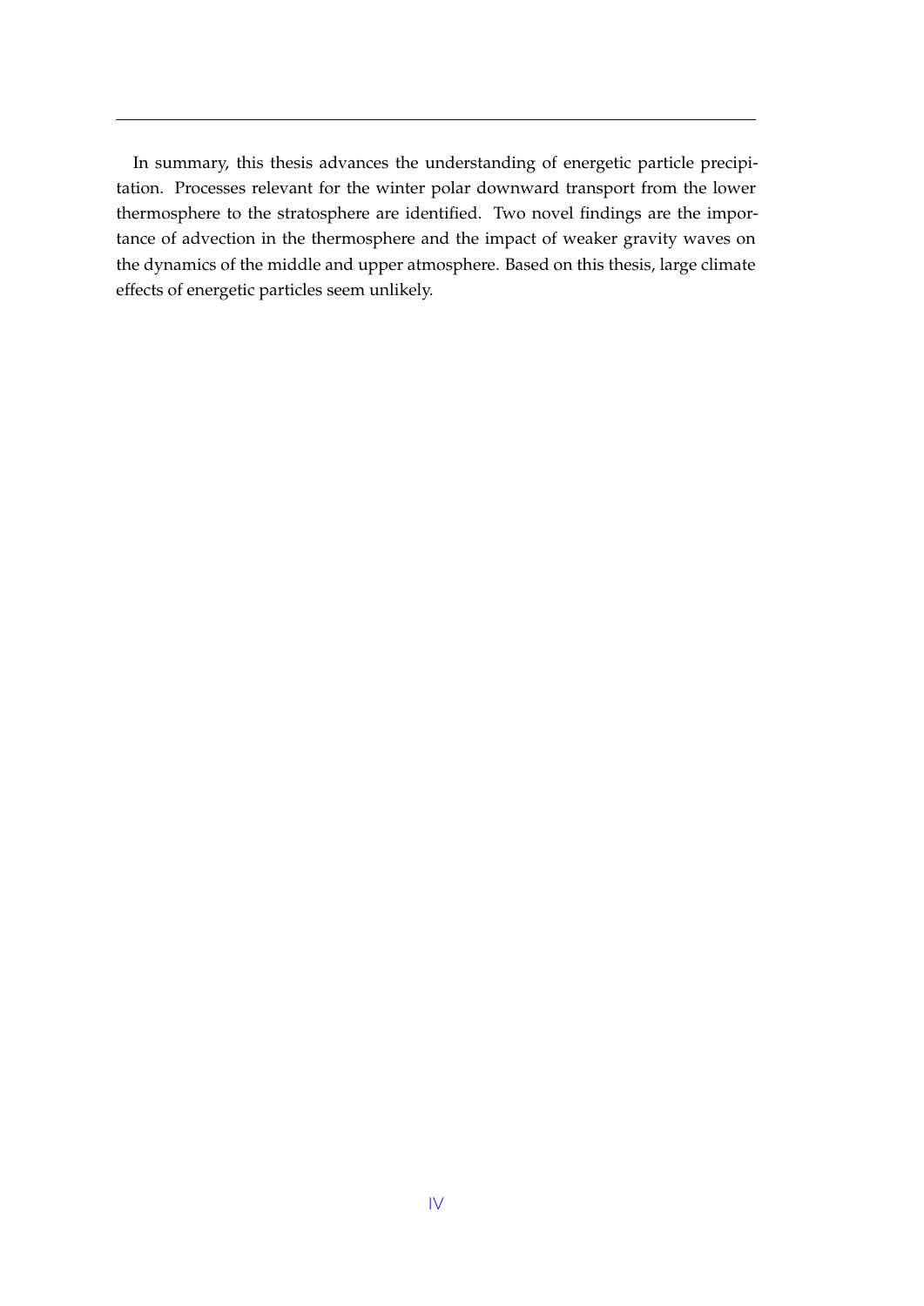In summary, this thesis advances the understanding of energetic particle precipitation. Processes relevant for the winter polar downward transport from the lower thermosphere to the stratosphere are identified. Two novel findings are the importance of advection in the thermosphere and the impact of weaker gravity waves on the dynamics of the middle and upper atmosphere. Based on this thesis, large climate effects of energetic particles seem unlikely.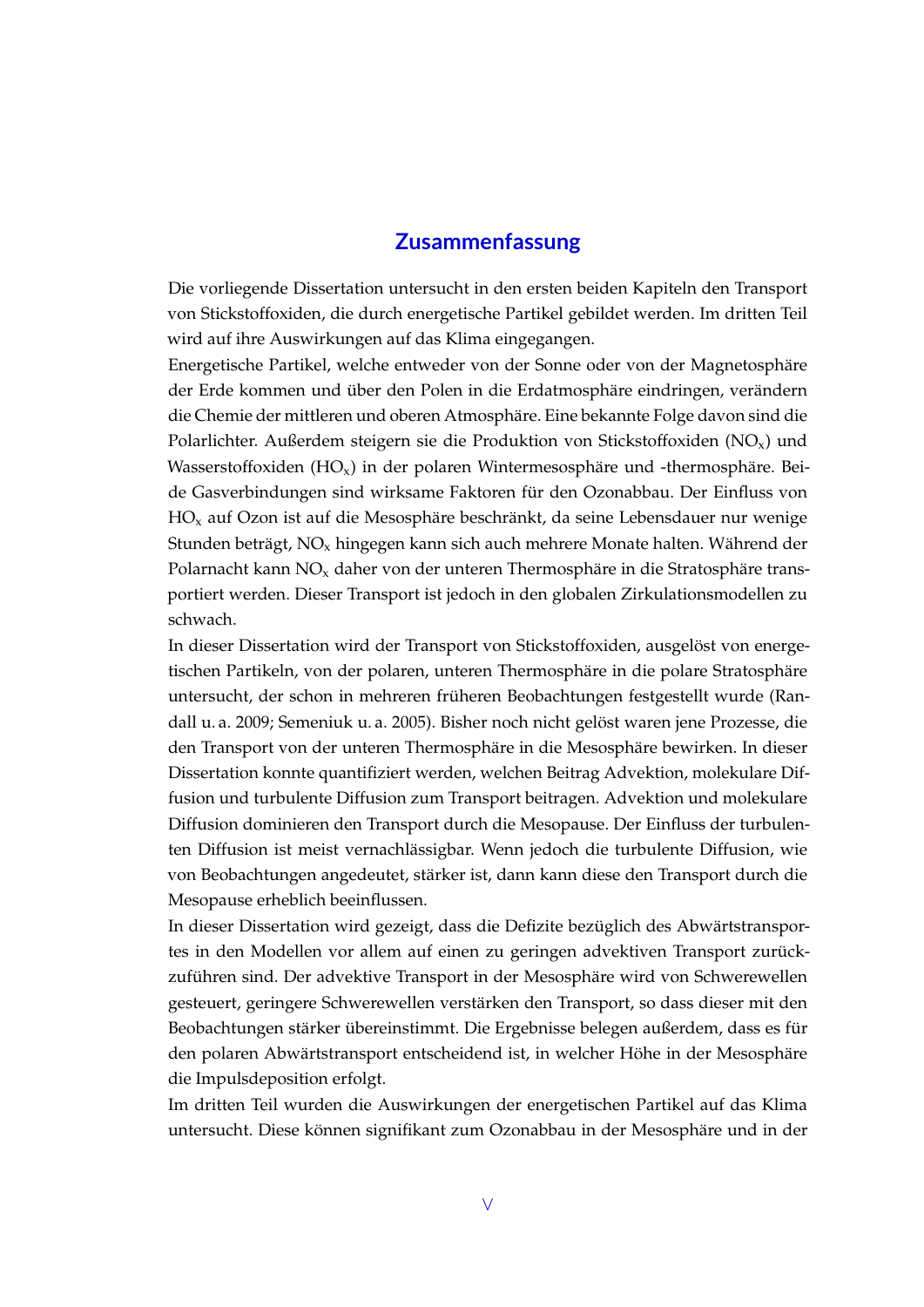## Zusammenfassung

Die vorliegende Dissertation untersucht in den ersten beiden Kapiteln den Transport von Stickstoffoxiden, die durch energetische Partikel gebildet werden. Im dritten Teil wird auf ihre Auswirkungen auf das Klima eingegangen.

Energetische Partikel, welche entweder von der Sonne oder von der Magnetosphäre der Erde kommen und über den Polen in die Erdatmosphäre eindringen, verändern die Chemie der mittleren und oberen Atmosphäre. Eine bekannte Folge davon sind die Polarlichter. Außerdem steigern sie die Produktion von Stickstoffoxiden ($NO_x$) und Wasserstoffoxiden ($HO_x$) in der polaren Wintermesosphäre und -thermosphäre. Beide Gasverbindungen sind wirksame Faktoren für den Ozonabbau. Der Einfluss von $HO_x$ auf Ozon ist auf die Mesosphäre beschränkt, da seine Lebensdauer nur wenige Stunden beträgt, $NO_x$ hingegen kann sich auch mehrere Monate halten. Während der Polarnacht kann $NO_x$ daher von der unteren Thermosphäre in die Stratosphäre transportiert werden. Dieser Transport ist jedoch in den globalen Zirkulationsmodellen zu schwach.

In dieser Dissertation wird der Transport von Stickstoffoxiden, ausgelöst von energetischen Partikeln, von der polaren, unteren Thermosphäre in die polare Stratosphäre untersucht, der schon in mehreren früheren Beobachtungen festgestellt wurde (Randall u. a. 2009; Semeniuk u. a. 2005). Bisher noch nicht gelöst waren jene Prozesse, die den Transport von der unteren Thermosphäre in die Mesosphäre bewirken. In dieser Dissertation konnte quantifiziert werden, welchen Beitrag Advektion, molekulare Diffusion und turbulente Diffusion zum Transport beitragen. Advektion und molekulare Diffusion dominieren den Transport durch die Mesopause. Der Einfluss der turbulenten Diffusion ist meist vernachlässigbar. Wenn jedoch die turbulente Diffusion, wie von Beobachtungen angedeutet, stärker ist, dann kann diese den Transport durch die Mesopause erheblich beeinflussen.

In dieser Dissertation wird gezeigt, dass die Defizite bezüglich des Abwärtstransportes in den Modellen vor allem auf einen zu geringen advektiven Transport zurückzuführen sind. Der advektive Transport in der Mesosphäre wird von Schwerewellen gesteuert, geringere Schwerewellen verstärken den Transport, so dass dieser mit den Beobachtungen stärker übereinstimmt. Die Ergebnisse belegen außerdem, dass es für den polaren Abwärtstransport entscheidend ist, in welcher Höhe in der Mesosphäre die Impulsdeposition erfolgt.

Im dritten Teil wurden die Auswirkungen der energetischen Partikel auf das Klima untersucht. Diese können signifikant zum Ozonabbau in der Mesosphäre und in der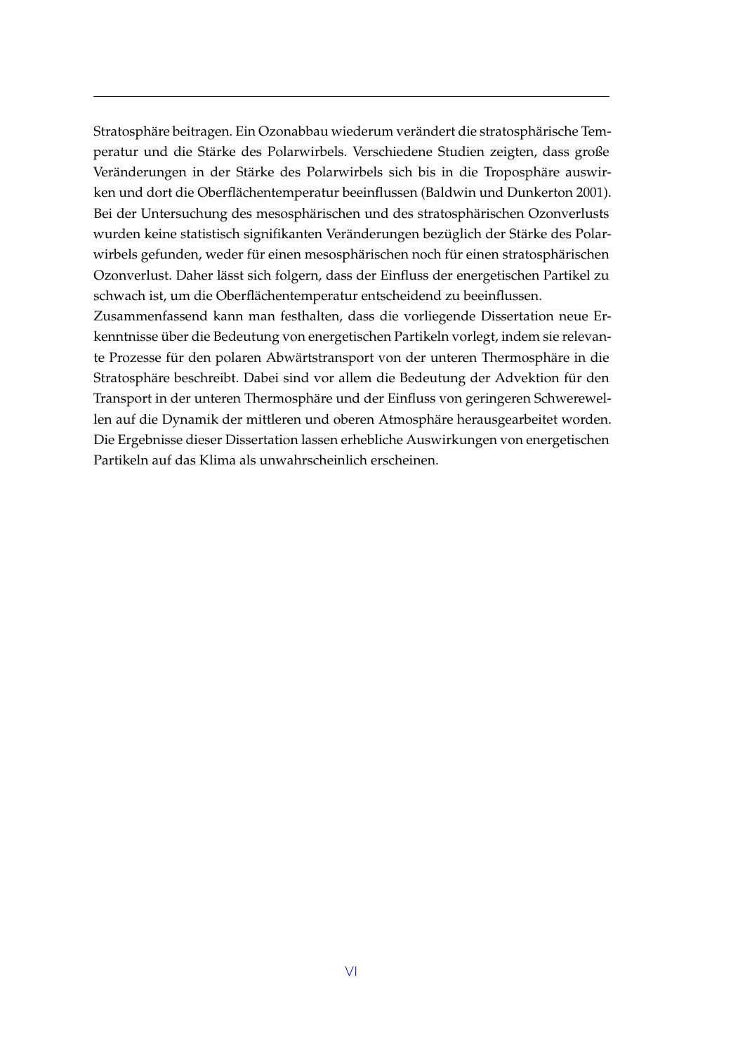Stratosphäre beitragen. Ein Ozonabbau wiederum verändert die stratosphärische Temperatur und die Stärke des Polarwirbels. Verschiedene Studien zeigten, dass große Veränderungen in der Stärke des Polarwirbels sich bis in die Troposphäre auswirken und dort die Oberflächentemperatur beeinflussen (Baldwin und Dunkerton 2001). Bei der Untersuchung des mesosphärischen und des stratosphärischen Ozonverlusts wurden keine statistisch signifikanten Veränderungen bezüglich der Stärke des Polarwirbels gefunden, weder für einen mesosphärischen noch für einen stratosphärischen Ozonverlust. Daher lässt sich folgern, dass der Einfluss der energetischen Partikel zu schwach ist, um die Oberflächentemperatur entscheidend zu beeinflussen.

Zusammenfassend kann man festhalten, dass die vorliegende Dissertation neue Erkenntnisse über die Bedeutung von energetischen Partikeln vorlegt, indem sie relevante Prozesse für den polaren Abwärtstransport von der unteren Thermosphäre in die Stratosphäre beschreibt. Dabei sind vor allem die Bedeutung der Advektion für den Transport in der unteren Thermosphäre und der Einfluss von geringeren Schwerewellen auf die Dynamik der mittleren und oberen Atmosphäre herausgearbeitet worden. Die Ergebnisse dieser Dissertation lassen erhebliche Auswirkungen von energetischen Partikeln auf das Klima als unwahrscheinlich erscheinen.